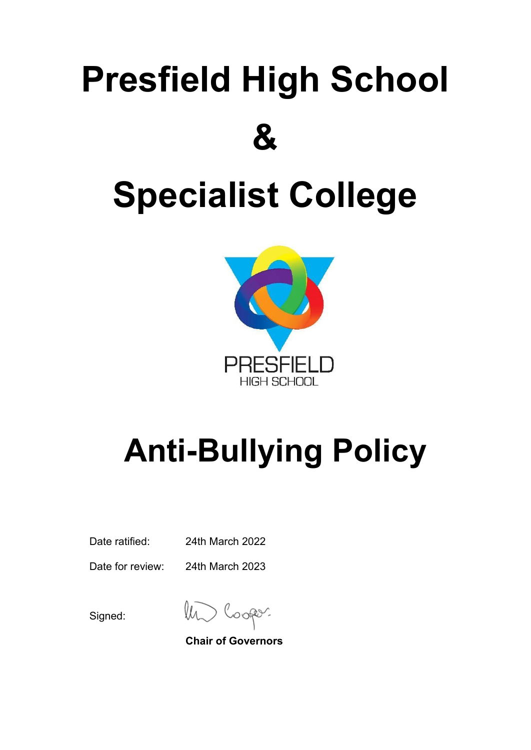# Presfield High School

# &

# Specialist College

PRESFIELD
HIGH SCHOOL

# Anti-Bullying Policy

Date ratified: 24th March 2022

Date for review: 24th March 2023

Signed:

**Chair of Governors**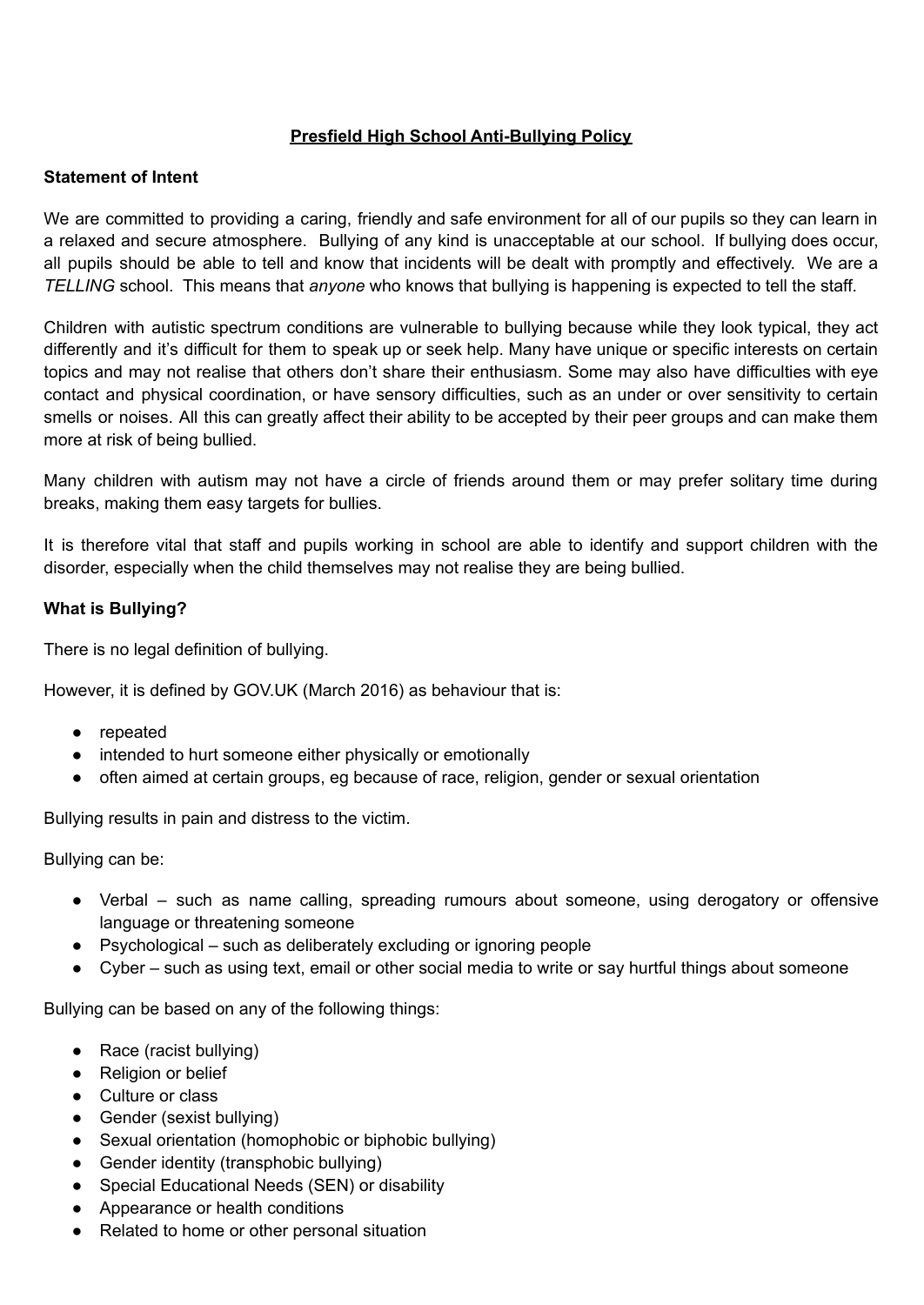# **Presfield High School Anti-Bullying Policy**

**Statement of Intent**

We are committed to providing a caring, friendly and safe environment for all of our pupils so they can learn in a relaxed and secure atmosphere. Bullying of any kind is unacceptable at our school. If bullying does occur, all pupils should be able to tell and know that incidents will be dealt with promptly and effectively. We are a *TELLING* school. This means that *anyone* who knows that bullying is happening is expected to tell the staff.

Children with autistic spectrum conditions are vulnerable to bullying because while they look typical, they act differently and it's difficult for them to speak up or seek help. Many have unique or specific interests on certain topics and may not realise that others don't share their enthusiasm. Some may also have difficulties with eye contact and physical coordination, or have sensory difficulties, such as an under or over sensitivity to certain smells or noises. All this can greatly affect their ability to be accepted by their peer groups and can make them more at risk of being bullied.

Many children with autism may not have a circle of friends around them or may prefer solitary time during breaks, making them easy targets for bullies.

It is therefore vital that staff and pupils working in school are able to identify and support children with the disorder, especially when the child themselves may not realise they are being bullied.

**What is Bullying?**

There is no legal definition of bullying.

However, it is defined by GOV.UK (March 2016) as behaviour that is:

- repeated
- intended to hurt someone either physically or emotionally
- often aimed at certain groups, eg because of race, religion, gender or sexual orientation

Bullying results in pain and distress to the victim.

Bullying can be:

- Verbal – such as name calling, spreading rumours about someone, using derogatory or offensive language or threatening someone
- Psychological – such as deliberately excluding or ignoring people
- Cyber – such as using text, email or other social media to write or say hurtful things about someone

Bullying can be based on any of the following things:

- Race (racist bullying)
- Religion or belief
- Culture or class
- Gender (sexist bullying)
- Sexual orientation (homophobic or biphobic bullying)
- Gender identity (transphobic bullying)
- Special Educational Needs (SEN) or disability
- Appearance or health conditions
- Related to home or other personal situation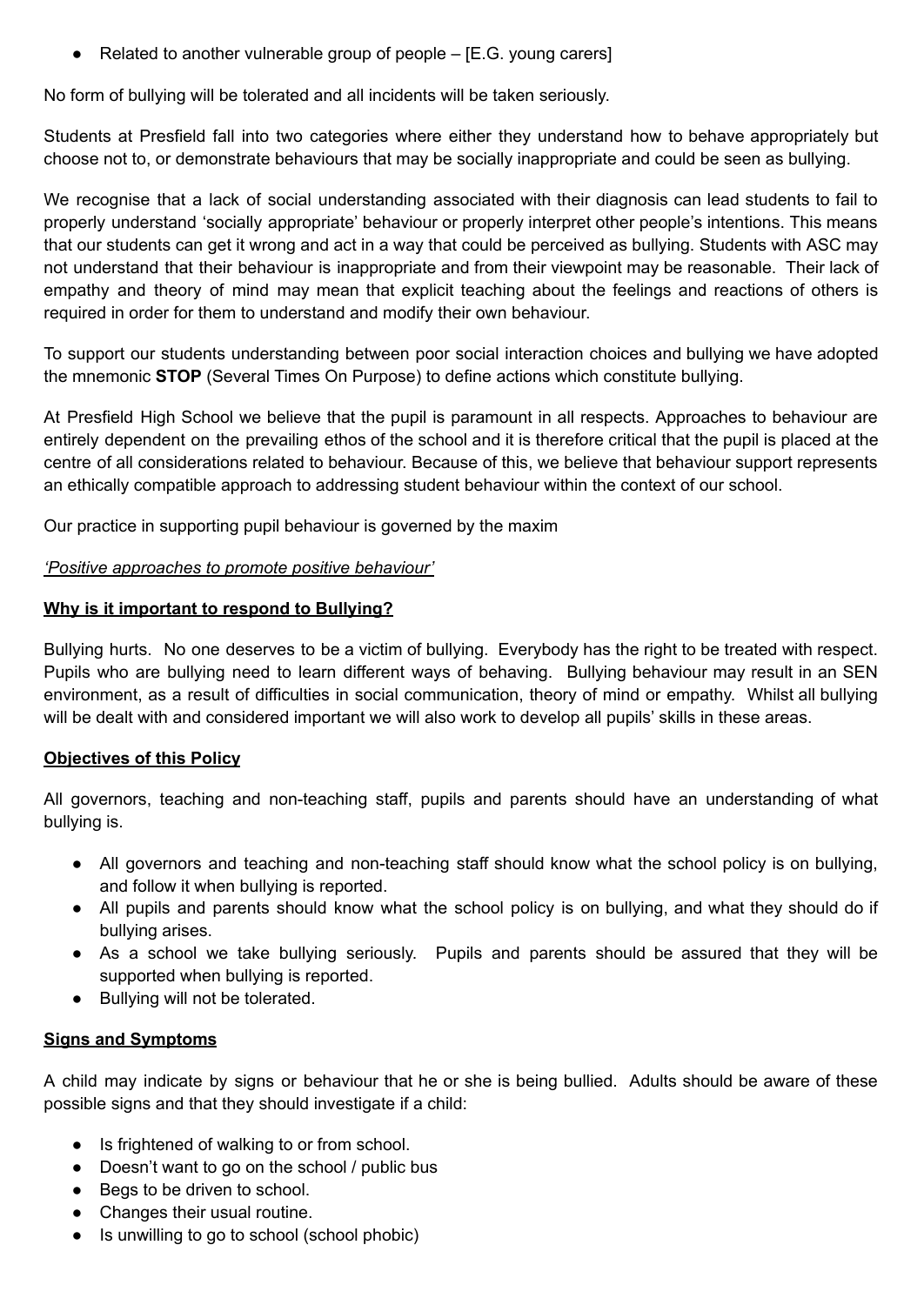- Related to another vulnerable group of people – [E.G. young carers]

No form of bullying will be tolerated and all incidents will be taken seriously.

Students at Presfield fall into two categories where either they understand how to behave appropriately but choose not to, or demonstrate behaviours that may be socially inappropriate and could be seen as bullying.

We recognise that a lack of social understanding associated with their diagnosis can lead students to fail to properly understand 'socially appropriate' behaviour or properly interpret other people's intentions. This means that our students can get it wrong and act in a way that could be perceived as bullying. Students with ASC may not understand that their behaviour is inappropriate and from their viewpoint may be reasonable. Their lack of empathy and theory of mind may mean that explicit teaching about the feelings and reactions of others is required in order for them to understand and modify their own behaviour.

To support our students understanding between poor social interaction choices and bullying we have adopted the mnemonic **STOP** (Several Times On Purpose) to define actions which constitute bullying.

At Presfield High School we believe that the pupil is paramount in all respects. Approaches to behaviour are entirely dependent on the prevailing ethos of the school and it is therefore critical that the pupil is placed at the centre of all considerations related to behaviour. Because of this, we believe that behaviour support represents an ethically compatible approach to addressing student behaviour within the context of our school.

Our practice in supporting pupil behaviour is governed by the maxim

*'Positive approaches to promote positive behaviour'*

**Why is it important to respond to Bullying?**

Bullying hurts. No one deserves to be a victim of bullying. Everybody has the right to be treated with respect. Pupils who are bullying need to learn different ways of behaving. Bullying behaviour may result in an SEN environment, as a result of difficulties in social communication, theory of mind or empathy. Whilst all bullying will be dealt with and considered important we will also work to develop all pupils' skills in these areas.

**Objectives of this Policy**

All governors, teaching and non-teaching staff, pupils and parents should have an understanding of what bullying is.

- All governors and teaching and non-teaching staff should know what the school policy is on bullying, and follow it when bullying is reported.
- All pupils and parents should know what the school policy is on bullying, and what they should do if bullying arises.
- As a school we take bullying seriously. Pupils and parents should be assured that they will be supported when bullying is reported.
- Bullying will not be tolerated.

**Signs and Symptoms**

A child may indicate by signs or behaviour that he or she is being bullied. Adults should be aware of these possible signs and that they should investigate if a child:

- Is frightened of walking to or from school.
- Doesn't want to go on the school / public bus
- Begs to be driven to school.
- Changes their usual routine.
- Is unwilling to go to school (school phobic)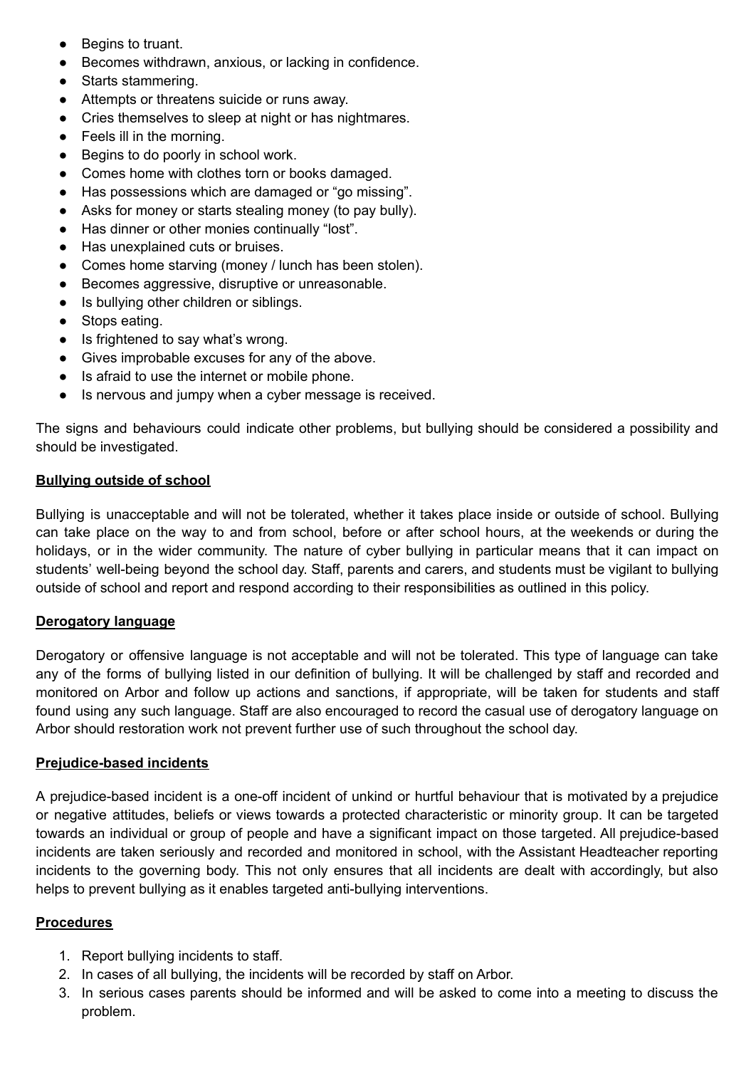- Begins to truant.
- Becomes withdrawn, anxious, or lacking in confidence.
- Starts stammering.
- Attempts or threatens suicide or runs away.
- Cries themselves to sleep at night or has nightmares.
- Feels ill in the morning.
- Begins to do poorly in school work.
- Comes home with clothes torn or books damaged.
- Has possessions which are damaged or "go missing".
- Asks for money or starts stealing money (to pay bully).
- Has dinner or other monies continually "lost".
- Has unexplained cuts or bruises.
- Comes home starving (money / lunch has been stolen).
- Becomes aggressive, disruptive or unreasonable.
- Is bullying other children or siblings.
- Stops eating.
- Is frightened to say what's wrong.
- Gives improbable excuses for any of the above.
- Is afraid to use the internet or mobile phone.
- Is nervous and jumpy when a cyber message is received.

The signs and behaviours could indicate other problems, but bullying should be considered a possibility and should be investigated.

**<u>Bullying outside of school</u>**

Bullying is unacceptable and will not be tolerated, whether it takes place inside or outside of school. Bullying can take place on the way to and from school, before or after school hours, at the weekends or during the holidays, or in the wider community. The nature of cyber bullying in particular means that it can impact on students' well-being beyond the school day. Staff, parents and carers, and students must be vigilant to bullying outside of school and report and respond according to their responsibilities as outlined in this policy.

**<u>Derogatory language</u>**

Derogatory or offensive language is not acceptable and will not be tolerated. This type of language can take any of the forms of bullying listed in our definition of bullying. It will be challenged by staff and recorded and monitored on Arbor and follow up actions and sanctions, if appropriate, will be taken for students and staff found using any such language. Staff are also encouraged to record the casual use of derogatory language on Arbor should restoration work not prevent further use of such throughout the school day.

**<u>Prejudice-based incidents</u>**

A prejudice-based incident is a one-off incident of unkind or hurtful behaviour that is motivated by a prejudice or negative attitudes, beliefs or views towards a protected characteristic or minority group. It can be targeted towards an individual or group of people and have a significant impact on those targeted. All prejudice-based incidents are taken seriously and recorded and monitored in school, with the Assistant Headteacher reporting incidents to the governing body. This not only ensures that all incidents are dealt with accordingly, but also helps to prevent bullying as it enables targeted anti-bullying interventions.

**<u>Procedures</u>**

1. Report bullying incidents to staff.
2. In cases of all bullying, the incidents will be recorded by staff on Arbor.
3. In serious cases parents should be informed and will be asked to come into a meeting to discuss the problem.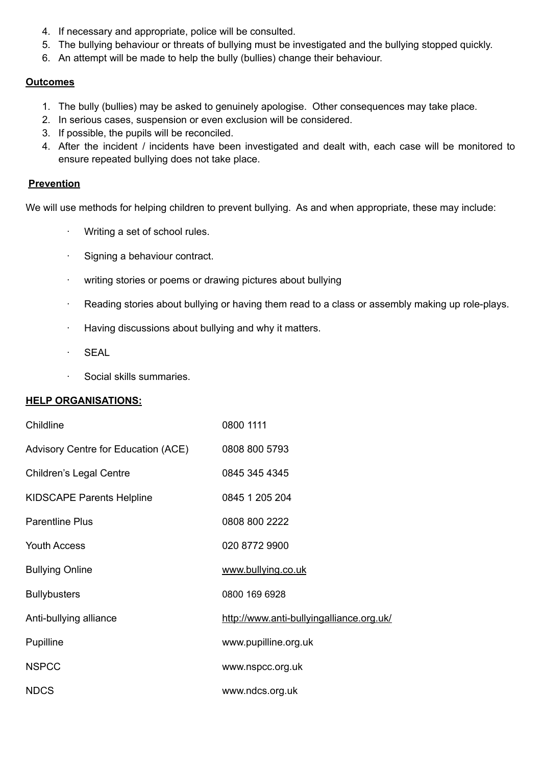4. If necessary and appropriate, police will be consulted.
5. The bullying behaviour or threats of bullying must be investigated and the bullying stopped quickly.
6. An attempt will be made to help the bully (bullies) change their behaviour.

**Outcomes**

1. The bully (bullies) may be asked to genuinely apologise. Other consequences may take place.
2. In serious cases, suspension or even exclusion will be considered.
3. If possible, the pupils will be reconciled.
4. After the incident / incidents have been investigated and dealt with, each case will be monitored to ensure repeated bullying does not take place.

**Prevention**

We will use methods for helping children to prevent bullying. As and when appropriate, these may include:

- Writing a set of school rules.
- Signing a behaviour contract.
- writing stories or poems or drawing pictures about bullying
- Reading stories about bullying or having them read to a class or assembly making up role-plays.
- Having discussions about bullying and why it matters.
- SEAL
- Social skills summaries.

**HELP ORGANISATIONS:**

| | |
|---|---|
| Childline | 0800 1111 |
| Advisory Centre for Education (ACE) | 0808 800 5793 |
| Children's Legal Centre | 0845 345 4345 |
| KIDSCAPE Parents Helpline | 0845 1 205 204 |
| Parentline Plus | 0808 800 2222 |
| Youth Access | 020 8772 9900 |
| Bullying Online | www.bullying.co.uk |
| Bullybusters | 0800 169 6928 |
| Anti-bullying alliance | http://www.anti-bullyingalliance.org.uk/ |
| Pupilline | www.pupilline.org.uk |
| NSPCC | www.nspcc.org.uk |
| NDCS | www.ndcs.org.uk |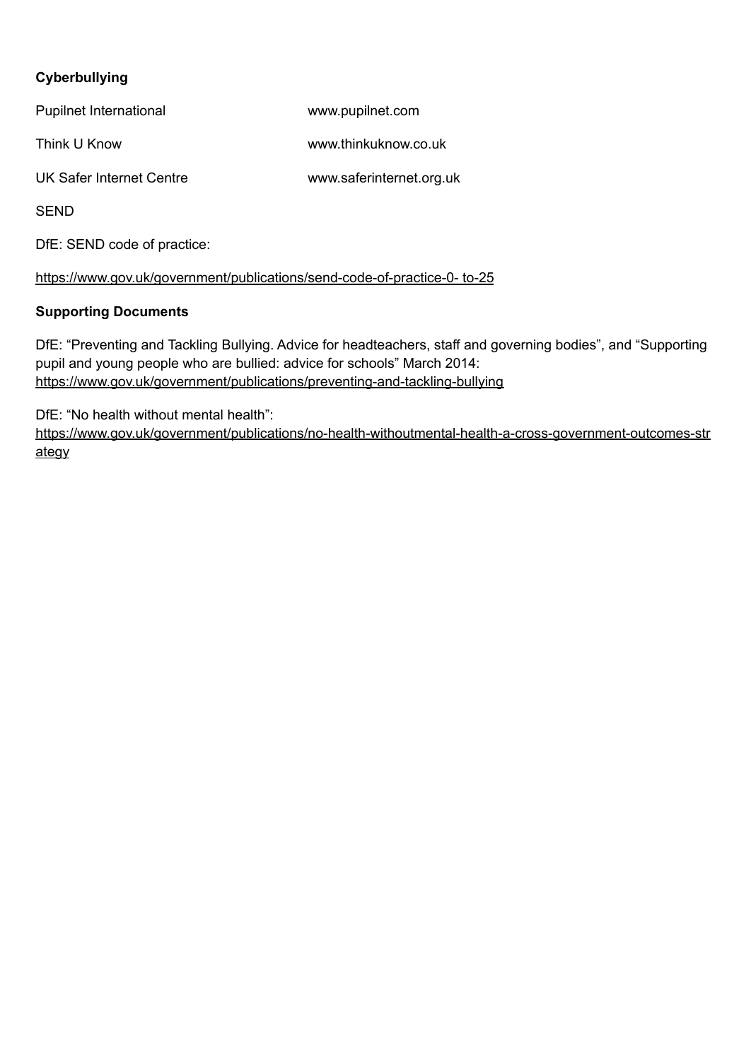**Cyberbullying**

| | |
|---|---|
| Pupilnet International | www.pupilnet.com |
| Think U Know | www.thinkuknow.co.uk |
| UK Safer Internet Centre | www.saferinternet.org.uk |

SEND

DfE: SEND code of practice:

https://www.gov.uk/government/publications/send-code-of-practice-0- to-25

**Supporting Documents**

DfE: "Preventing and Tackling Bullying. Advice for headteachers, staff and governing bodies", and "Supporting pupil and young people who are bullied: advice for schools" March 2014: https://www.gov.uk/government/publications/preventing-and-tackling-bullying

DfE: "No health without mental health":
https://www.gov.uk/government/publications/no-health-withoutmental-health-a-cross-government-outcomes-strategy